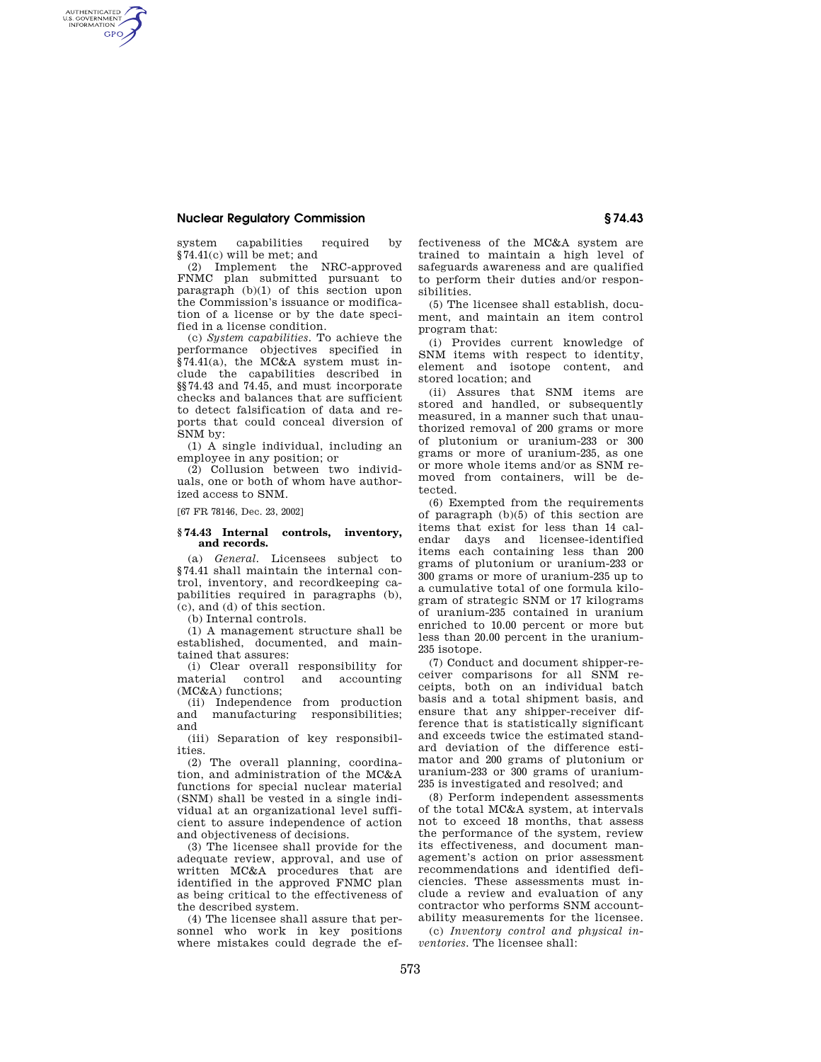system capabilities required by §74.41(c) will be met; and

(2) Implement the NRC-approved FNMC plan submitted pursuant to paragraph (b)(1) of this section upon the Commission's issuance or modification of a license or by the date specified in a license condition.

(c) *System capabilities.* To achieve the performance objectives specified in §74.41(a), the MC&A system must include the capabilities described in §§74.43 and 74.45, and must incorporate checks and balances that are sufficient to detect falsification of data and reports that could conceal diversion of SNM by:

(1) A single individual, including an employee in any position; or

(2) Collusion between two individuals, one or both of whom have authorized access to SNM.

[67 FR 78146, Dec. 23, 2002]

### § 74.43 Internal controls, inventory, and records.

(a) *General.* Licensees subject to §74.41 shall maintain the internal control, inventory, and recordkeeping capabilities required in paragraphs (b), (c), and (d) of this section.

(b) Internal controls.

(1) A management structure shall be established, documented, and maintained that assures:

(i) Clear overall responsibility for material control and accounting (MC&A) functions;

(ii) Independence from production and manufacturing responsibilities; and

(iii) Separation of key responsibilities.

(2) The overall planning, coordination, and administration of the MC&A functions for special nuclear material (SNM) shall be vested in a single individual at an organizational level sufficient to assure independence of action and objectiveness of decisions.

(3) The licensee shall provide for the adequate review, approval, and use of written MC&A procedures that are identified in the approved FNMC plan as being critical to the effectiveness of the described system.

(4) The licensee shall assure that personnel who work in key positions where mistakes could degrade the effectiveness of the MC&A system are trained to maintain a high level of safeguards awareness and are qualified to perform their duties and/or responsibilities.

(5) The licensee shall establish, document, and maintain an item control program that:

(i) Provides current knowledge of SNM items with respect to identity, element and isotope content, and stored location; and

(ii) Assures that SNM items are stored and handled, or subsequently measured, in a manner such that unauthorized removal of 200 grams or more of plutonium or uranium-233 or 300 grams or more of uranium-235, as one or more whole items and/or as SNM removed from containers, will be detected.

(6) Exempted from the requirements of paragraph (b)(5) of this section are items that exist for less than 14 calendar days and licensee-identified items each containing less than 200 grams of plutonium or uranium-233 or 300 grams or more of uranium-235 up to a cumulative total of one formula kilogram of strategic SNM or 17 kilograms of uranium-235 contained in uranium enriched to 10.00 percent or more but less than 20.00 percent in the uranium-235 isotope.

(7) Conduct and document shipper-receiver comparisons for all SNM receipts, both on an individual batch basis and a total shipment basis, and ensure that any shipper-receiver difference that is statistically significant and exceeds twice the estimated standard deviation of the difference estimator and 200 grams of plutonium or uranium-233 or 300 grams of uranium-235 is investigated and resolved; and

(8) Perform independent assessments of the total MC&A system, at intervals not to exceed 18 months, that assess the performance of the system, review its effectiveness, and document management's action on prior assessment recommendations and identified deficiencies. These assessments must include a review and evaluation of any contractor who performs SNM accountability measurements for the licensee.

(c) *Inventory control and physical inventories.* The licensee shall: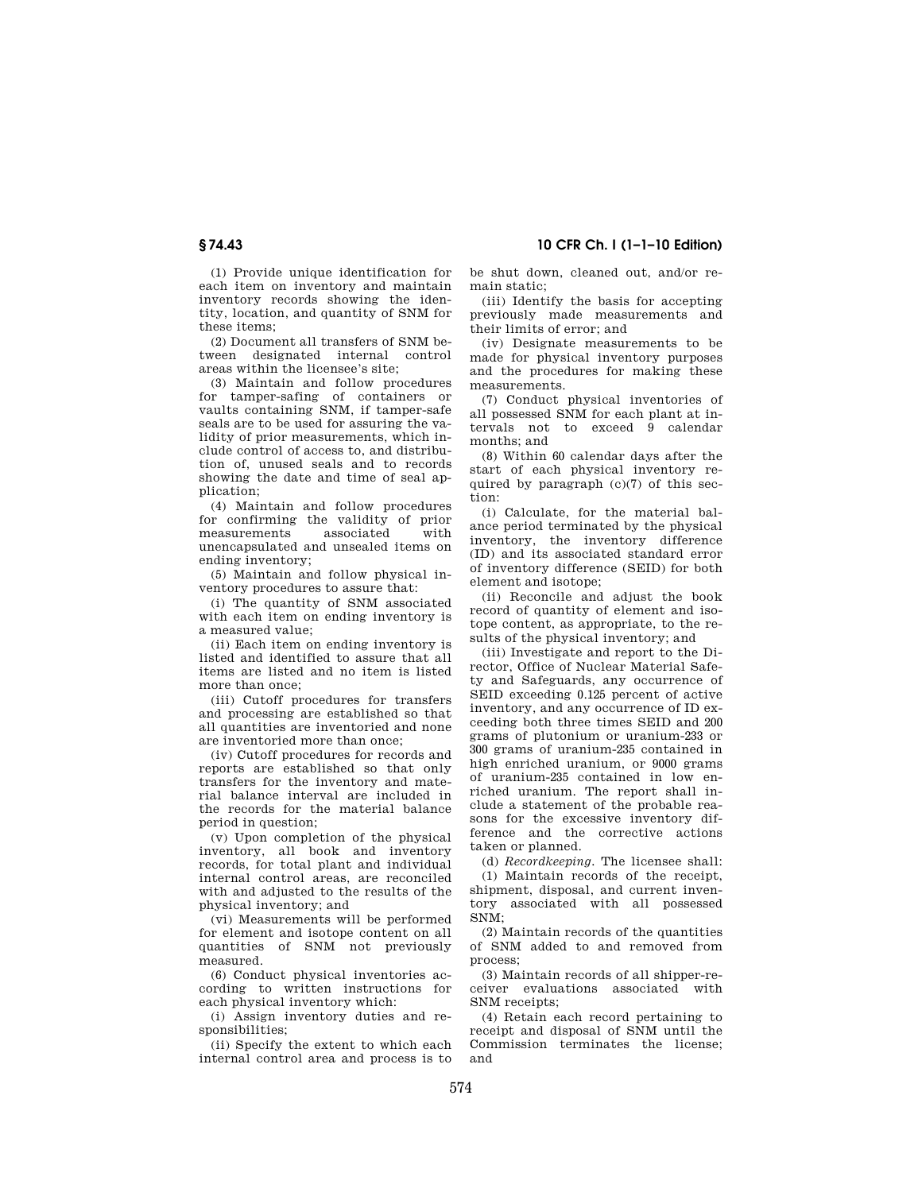(1) Provide unique identification for each item on inventory and maintain inventory records showing the identity, location, and quantity of SNM for these items;

(2) Document all transfers of SNM between designated internal control areas within the licensee's site;

(3) Maintain and follow procedures for tamper-safing of containers or vaults containing SNM, if tamper-safe seals are to be used for assuring the validity of prior measurements, which include control of access to, and distribution of, unused seals and to records showing the date and time of seal application;

(4) Maintain and follow procedures for confirming the validity of prior measurements associated with unencapsulated and unsealed items on ending inventory;

(5) Maintain and follow physical inventory procedures to assure that:

(i) The quantity of SNM associated with each item on ending inventory is a measured value;

(ii) Each item on ending inventory is listed and identified to assure that all items are listed and no item is listed more than once;

(iii) Cutoff procedures for transfers and processing are established so that all quantities are inventoried and none are inventoried more than once;

(iv) Cutoff procedures for records and reports are established so that only transfers for the inventory and material balance interval are included in the records for the material balance period in question;

(v) Upon completion of the physical inventory, all book and inventory records, for total plant and individual internal control areas, are reconciled with and adjusted to the results of the physical inventory; and

(vi) Measurements will be performed for element and isotope content on all quantities of SNM not previously measured.

(6) Conduct physical inventories according to written instructions for each physical inventory which:

(i) Assign inventory duties and responsibilities;

(ii) Specify the extent to which each internal control area and process is to be shut down, cleaned out, and/or remain static;

(iii) Identify the basis for accepting previously made measurements and their limits of error; and

(iv) Designate measurements to be made for physical inventory purposes and the procedures for making these measurements.

(7) Conduct physical inventories of all possessed SNM for each plant at intervals not to exceed 9 calendar months; and

(8) Within 60 calendar days after the start of each physical inventory required by paragraph (c)(7) of this section:

(i) Calculate, for the material balance period terminated by the physical inventory, the inventory difference (ID) and its associated standard error of inventory difference (SEID) for both element and isotope;

(ii) Reconcile and adjust the book record of quantity of element and isotope content, as appropriate, to the results of the physical inventory; and

(iii) Investigate and report to the Director, Office of Nuclear Material Safety and Safeguards, any occurrence of SEID exceeding 0.125 percent of active inventory, and any occurrence of ID exceeding both three times SEID and 200 grams of plutonium or uranium-233 or 300 grams of uranium-235 contained in high enriched uranium, or 9000 grams of uranium-235 contained in low enriched uranium. The report shall include a statement of the probable reasons for the excessive inventory difference and the corrective actions taken or planned.

(d) *Recordkeeping.* The licensee shall:

(1) Maintain records of the receipt, shipment, disposal, and current inventory associated with all possessed SNM;

(2) Maintain records of the quantities of SNM added to and removed from process;

(3) Maintain records of all shipper-receiver evaluations associated with SNM receipts;

(4) Retain each record pertaining to receipt and disposal of SNM until the Commission terminates the license; and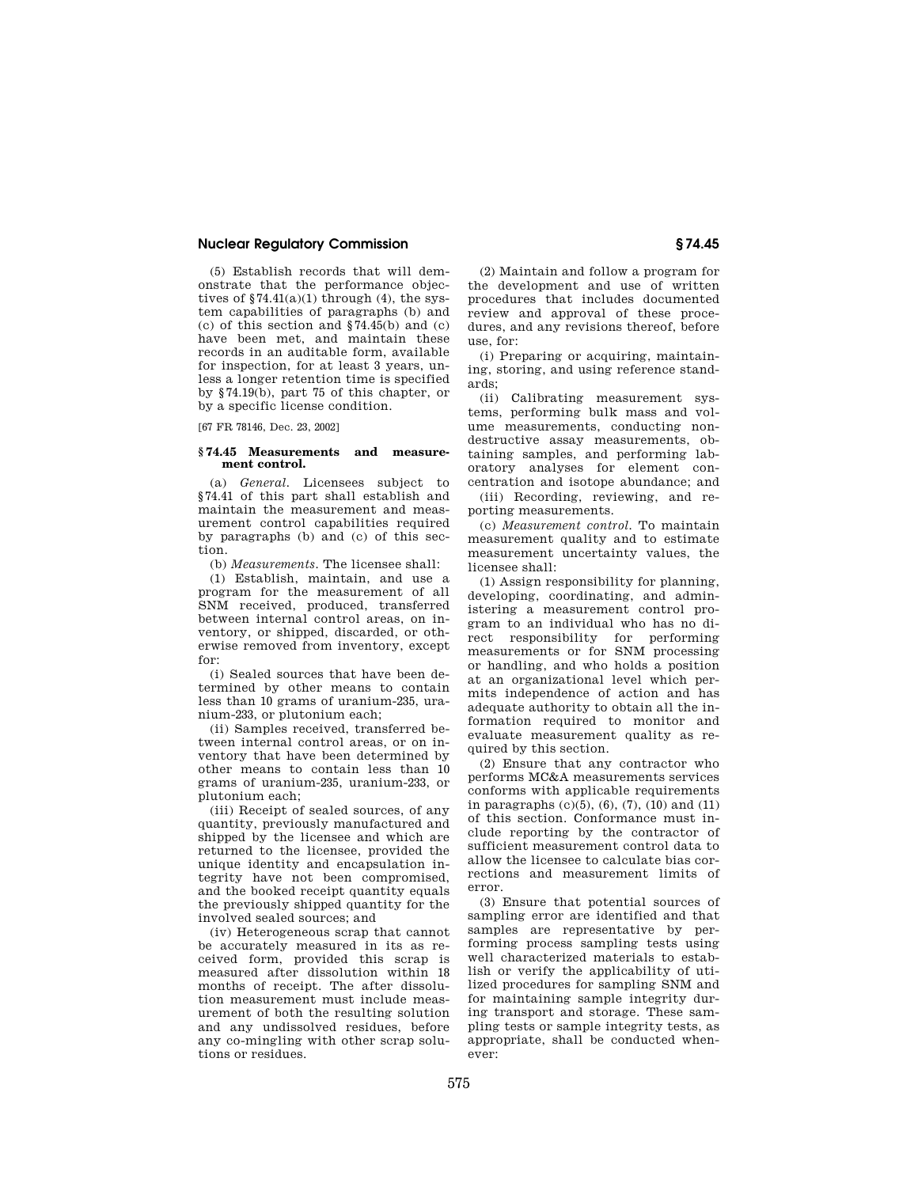(5) Establish records that will demonstrate that the performance objectives of §74.41(a)(1) through (4), the system capabilities of paragraphs (b) and (c) of this section and §74.45(b) and (c) have been met, and maintain these records in an auditable form, available for inspection, for at least 3 years, unless a longer retention time is specified by §74.19(b), part 75 of this chapter, or by a specific license condition.

[67 FR 78146, Dec. 23, 2002]

### § 74.45 Measurements and measurement control.

(a) *General.* Licensees subject to §74.41 of this part shall establish and maintain the measurement and measurement control capabilities required by paragraphs (b) and (c) of this section.

(b) *Measurements.* The licensee shall:

(1) Establish, maintain, and use a program for the measurement of all SNM received, produced, transferred between internal control areas, on inventory, or shipped, discarded, or otherwise removed from inventory, except for:

(i) Sealed sources that have been determined by other means to contain less than 10 grams of uranium-235, uranium-233, or plutonium each;

(ii) Samples received, transferred between internal control areas, or on inventory that have been determined by other means to contain less than 10 grams of uranium-235, uranium-233, or plutonium each;

(iii) Receipt of sealed sources, of any quantity, previously manufactured and shipped by the licensee and which are returned to the licensee, provided the unique identity and encapsulation integrity have not been compromised, and the booked receipt quantity equals the previously shipped quantity for the involved sealed sources; and

(iv) Heterogeneous scrap that cannot be accurately measured in its as received form, provided this scrap is measured after dissolution within 18 months of receipt. The after dissolution measurement must include measurement of both the resulting solution and any undissolved residues, before any co-mingling with other scrap solutions or residues.

(2) Maintain and follow a program for the development and use of written procedures that includes documented review and approval of these procedures, and any revisions thereof, before use, for:

(i) Preparing or acquiring, maintaining, storing, and using reference standards;

(ii) Calibrating measurement systems, performing bulk mass and volume measurements, conducting nondestructive assay measurements, obtaining samples, and performing laboratory analyses for element concentration and isotope abundance; and

(iii) Recording, reviewing, and reporting measurements.

(c) *Measurement control.* To maintain measurement quality and to estimate measurement uncertainty values, the licensee shall:

(1) Assign responsibility for planning, developing, coordinating, and administering a measurement control program to an individual who has no direct responsibility for performing measurements or for SNM processing or handling, and who holds a position at an organizational level which permits independence of action and has adequate authority to obtain all the information required to monitor and evaluate measurement quality as required by this section.

(2) Ensure that any contractor who performs MC&A measurements services conforms with applicable requirements in paragraphs (c)(5), (6), (7), (10) and (11) of this section. Conformance must include reporting by the contractor of sufficient measurement control data to allow the licensee to calculate bias corrections and measurement limits of error.

(3) Ensure that potential sources of sampling error are identified and that samples are representative by performing process sampling tests using well characterized materials to establish or verify the applicability of utilized procedures for sampling SNM and for maintaining sample integrity during transport and storage. These sampling tests or sample integrity tests, as appropriate, shall be conducted whenever: